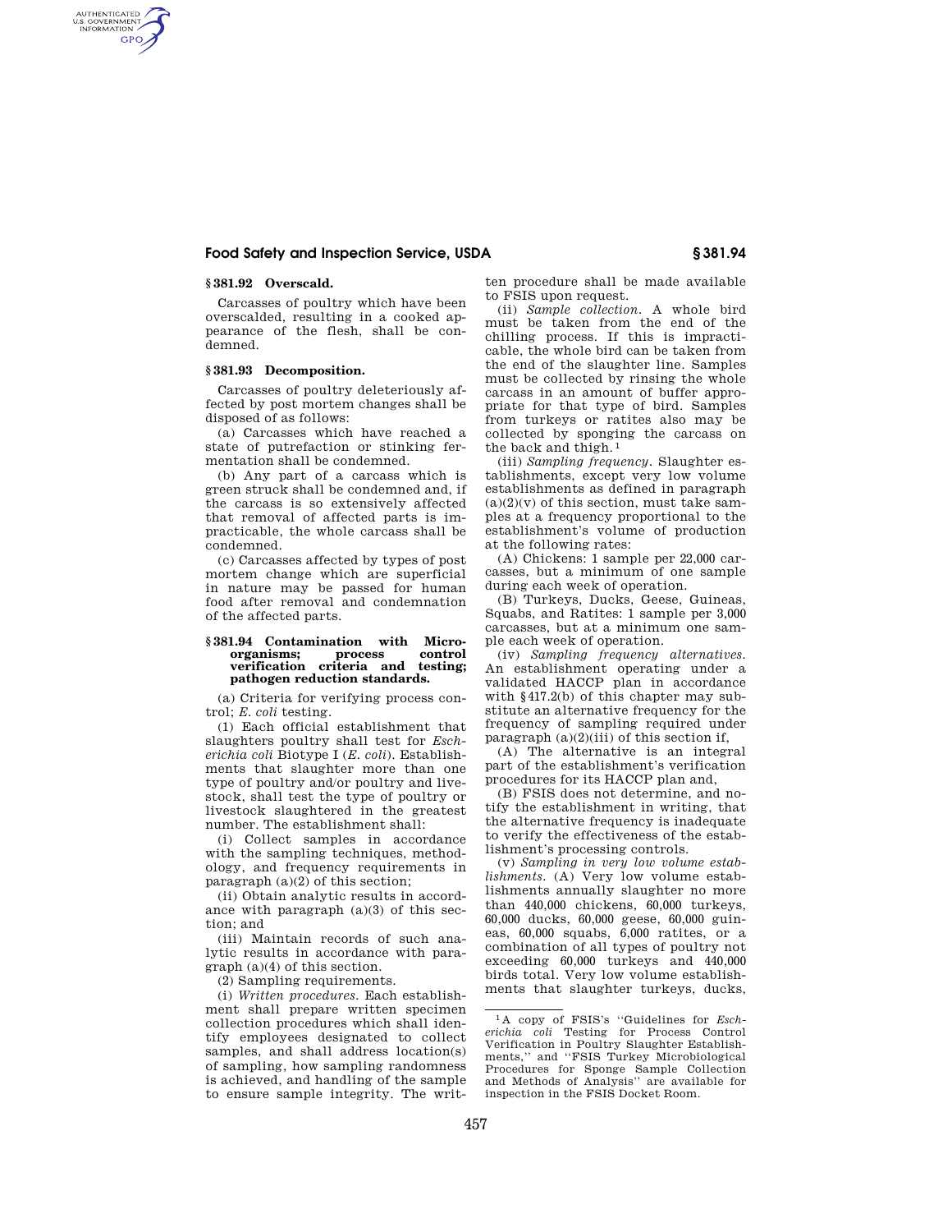### § 381.92 Overscald.

Carcasses of poultry which have been overscalded, resulting in a cooked appearance of the flesh, shall be condemned.

### § 381.93 Decomposition.

Carcasses of poultry deleteriously affected by post mortem changes shall be disposed of as follows:

(a) Carcasses which have reached a state of putrefaction or stinking fermentation shall be condemned.

(b) Any part of a carcass which is green struck shall be condemned and, if the carcass is so extensively affected that removal of affected parts is impracticable, the whole carcass shall be condemned.

(c) Carcasses affected by types of post mortem change which are superficial in nature may be passed for human food after removal and condemnation of the affected parts.

### § 381.94 Contamination with Microorganisms; process control verification criteria and testing; pathogen reduction standards.

(a) Criteria for verifying process control; *E. coli* testing.

(1) Each official establishment that slaughters poultry shall test for *Escherichia coli* Biotype I (*E. coli*). Establishments that slaughter more than one type of poultry and/or poultry and livestock, shall test the type of poultry or livestock slaughtered in the greatest number. The establishment shall:

(i) Collect samples in accordance with the sampling techniques, methodology, and frequency requirements in paragraph (a)(2) of this section;

(ii) Obtain analytic results in accordance with paragraph (a)(3) of this section; and

(iii) Maintain records of such analytic results in accordance with paragraph (a)(4) of this section.

(2) Sampling requirements.

(i) *Written procedures.* Each establishment shall prepare written specimen collection procedures which shall identify employees designated to collect samples, and shall address location(s) of sampling, how sampling randomness is achieved, and handling of the sample to ensure sample integrity. The written procedure shall be made available to FSIS upon request.

(ii) *Sample collection.* A whole bird must be taken from the end of the chilling process. If this is impracticable, the whole bird can be taken from the end of the slaughter line. Samples must be collected by rinsing the whole carcass in an amount of buffer appropriate for that type of bird. Samples from turkeys or ratites also may be collected by sponging the carcass on the back and thigh.[1]

(iii) *Sampling frequency.* Slaughter establishments, except very low volume establishments as defined in paragraph (a)(2)(v) of this section, must take samples at a frequency proportional to the establishment's volume of production at the following rates:

(A) Chickens: 1 sample per 22,000 carcasses, but a minimum of one sample during each week of operation.

(B) Turkeys, Ducks, Geese, Guineas, Squabs, and Ratites: 1 sample per 3,000 carcasses, but at a minimum one sample each week of operation.

(iv) *Sampling frequency alternatives.* An establishment operating under a validated HACCP plan in accordance with § 417.2(b) of this chapter may substitute an alternative frequency for the frequency of sampling required under paragraph (a)(2)(iii) of this section if,

(A) The alternative is an integral part of the establishment's verification procedures for its HACCP plan and,

(B) FSIS does not determine, and notify the establishment in writing, that the alternative frequency is inadequate to verify the effectiveness of the establishment's processing controls.

(v) *Sampling in very low volume establishments.* (A) Very low volume establishments annually slaughter no more than 440,000 chickens, 60,000 turkeys, 60,000 ducks, 60,000 geese, 60,000 guineas, 60,000 squabs, 6,000 ratites, or a combination of all types of poultry not exceeding 60,000 turkeys and 440,000 birds total. Very low volume establishments that slaughter turkeys, ducks,

---

[1] A copy of FSIS's "Guidelines for *Escherichia coli* Testing for Process Control Verification in Poultry Slaughter Establishments," and "FSIS Turkey Microbiological Procedures for Sponge Sample Collection and Methods of Analysis" are available for inspection in the FSIS Docket Room.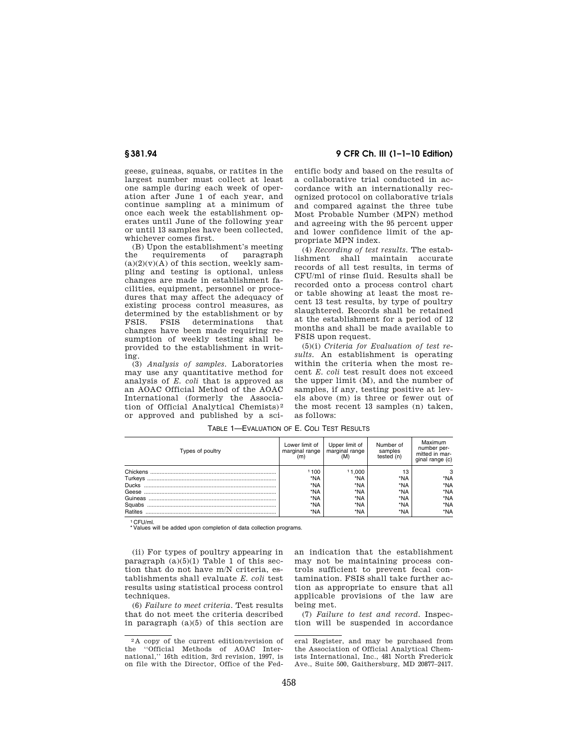geese, guineas, squabs, or ratites in the largest number must collect at least one sample during each week of operation after June 1 of each year, and continue sampling at a minimum of once each week the establishment operates until June of the following year or until 13 samples have been collected, whichever comes first.

(B) Upon the establishment's meeting the requirements of paragraph (a)(2)(v)(A) of this section, weekly sampling and testing is optional, unless changes are made in establishment facilities, equipment, personnel or procedures that may affect the adequacy of existing process control measures, as determined by the establishment or by FSIS. FSIS determinations that changes have been made requiring resumption of weekly testing shall be provided to the establishment in writing.

(3) *Analysis of samples.* Laboratories may use any quantitative method for analysis of *E. coli* that is approved as an AOAC Official Method of the AOAC International (formerly the Association of Official Analytical Chemists)[2] or approved and published by a scientific body and based on the results of a collaborative trial conducted in accordance with an internationally recognized protocol on collaborative trials and compared against the three tube Most Probable Number (MPN) method and agreeing with the 95 percent upper and lower confidence limit of the appropriate MPN index.

(4) *Recording of test results.* The establishment shall maintain accurate records of all test results, in terms of CFU/ml of rinse fluid. Results shall be recorded onto a process control chart or table showing at least the most recent 13 test results, by type of poultry slaughtered. Records shall be retained at the establishment for a period of 12 months and shall be made available to FSIS upon request.

(5)(i) *Criteria for Evaluation of test results.* An establishment is operating within the criteria when the most recent *E. coli* test result does not exceed the upper limit (M), and the number of samples, if any, testing positive at levels above (m) is three or fewer out of the most recent 13 samples (n) taken, as follows:

TABLE 1—EVALUATION OF E. COLI TEST RESULTS

| Types of poultry | Lower limit of marginal range (m) | Upper limit of marginal range (M) | Number of samples tested (n) | Maximum number permitted in marginal range (c) |
|---|---|---|---|---|
| Chickens | [1] 100 | [1] 1,000 | 13 | 3 |
| Turkeys | *NA | *NA | *NA | *NA |
| Ducks | *NA | *NA | *NA | *NA |
| Geese | *NA | *NA | *NA | *NA |
| Guineas | *NA | *NA | *NA | *NA |
| Squabs | *NA | *NA | *NA | *NA |
| Ratites | *NA | *NA | *NA | *NA |

[1] CFU/ml.
* Values will be added upon completion of data collection programs.

(ii) For types of poultry appearing in paragraph (a)(5)(1) Table 1 of this section that do not have m/N criteria, establishments shall evaluate *E. coli* test results using statistical process control techniques.

(6) *Failure to meet criteria.* Test results that do not meet the criteria described in paragraph (a)(5) of this section are an indication that the establishment may not be maintaining process controls sufficient to prevent fecal contamination. FSIS shall take further action as appropriate to ensure that all applicable provisions of the law are being met.

(7) *Failure to test and record.* Inspection will be suspended in accordance

[2] A copy of the current edition/revision of the "Official Methods of AOAC International," 16th edition, 3rd revision, 1997, is on file with the Director, Office of the Federal Register, and may be purchased from the Association of Official Analytical Chemists International, Inc., 481 North Frederick Ave., Suite 500, Gaithersburg, MD 20877–2417.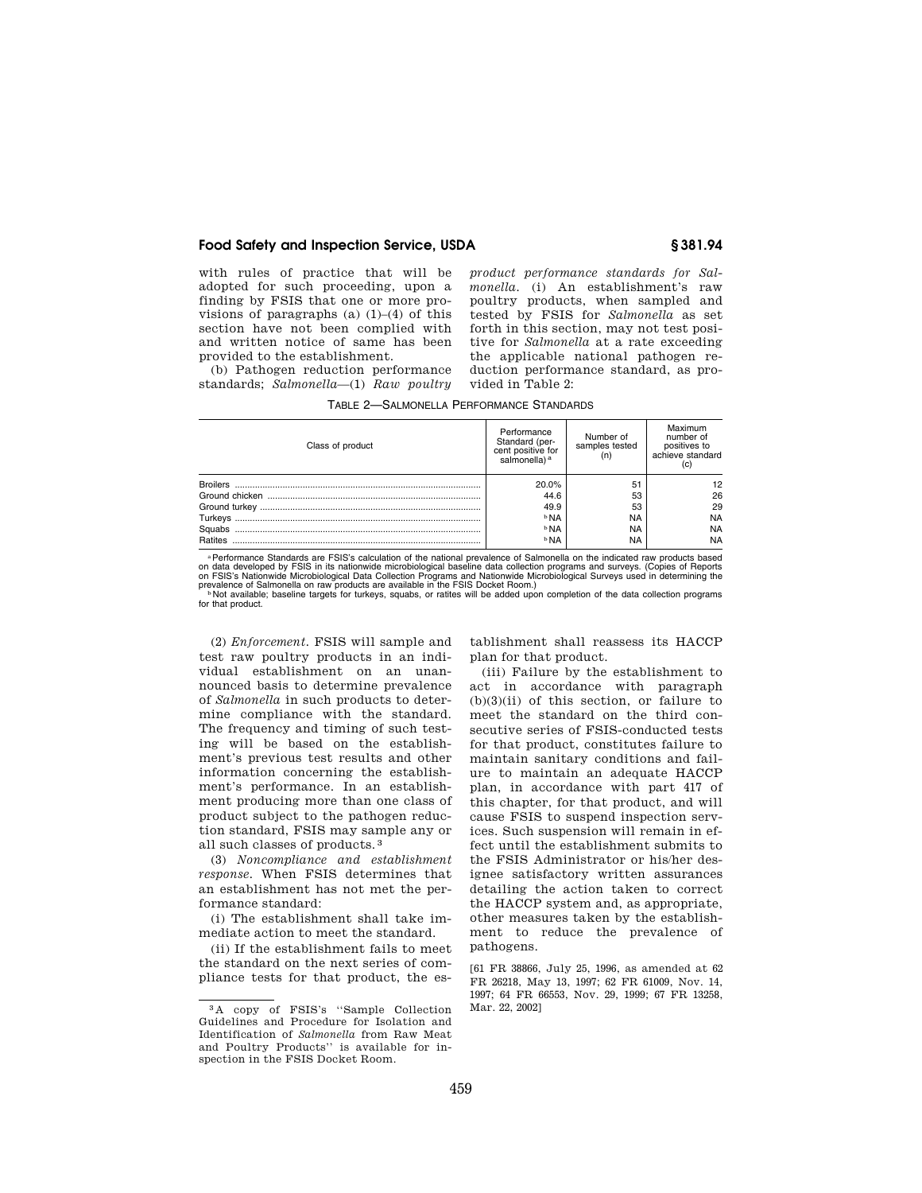with rules of practice that will be adopted for such proceeding, upon a finding by FSIS that one or more provisions of paragraphs (a) (1)–(4) of this section have not been complied with and written notice of same has been provided to the establishment.

(b) Pathogen reduction performance standards; *Salmonella*—(1) *Raw poultry product performance standards for Salmonella.* (i) An establishment's raw poultry products, when sampled and tested by FSIS for *Salmonella* as set forth in this section, may not test positive for *Salmonella* at a rate exceeding the applicable national pathogen reduction performance standard, as provided in Table 2:

TABLE 2—SALMONELLA PERFORMANCE STANDARDS

| Class of product | Performance Standard (percent positive for salmonella) [a] | Number of samples tested (n) | Maximum number of positives to achieve standard (c) |
|---|---|---|---|
| Broilers | 20.0% | 51 | 12 |
| Ground chicken | 44.6 | 53 | 26 |
| Ground turkey | 49.9 | 53 | 29 |
| Turkeys | [b] NA | NA | NA |
| Squabs | [b] NA | NA | NA |
| Ratites | [b] NA | NA | NA |

[a] Performance Standards are FSIS's calculation of the national prevalence of Salmonella on the indicated raw products based on data developed by FSIS in its nationwide microbiological baseline data collection programs and surveys. (Copies of Reports on FSIS's Nationwide Microbiological Data Collection Programs and Nationwide Microbiological Surveys used in determining the prevalence of Salmonella on raw products are available in the FSIS Docket Room.)

[b] Not available; baseline targets for turkeys, squabs, or ratites will be added upon completion of the data collection programs for that product.

(2) *Enforcement.* FSIS will sample and test raw poultry products in an individual establishment on an unannounced basis to determine prevalence of *Salmonella* in such products to determine compliance with the standard. The frequency and timing of such testing will be based on the establishment's previous test results and other information concerning the establishment's performance. In an establishment producing more than one class of product subject to the pathogen reduction standard, FSIS may sample any or all such classes of products.[3]

(3) *Noncompliance and establishment response.* When FSIS determines that an establishment has not met the performance standard:

(i) The establishment shall take immediate action to meet the standard.

(ii) If the establishment fails to meet the standard on the next series of compliance tests for that product, the establishment shall reassess its HACCP plan for that product.

(iii) Failure by the establishment to act in accordance with paragraph (b)(3)(ii) of this section, or failure to meet the standard on the third consecutive series of FSIS-conducted tests for that product, constitutes failure to maintain sanitary conditions and failure to maintain an adequate HACCP plan, in accordance with part 417 of this chapter, for that product, and will cause FSIS to suspend inspection services. Such suspension will remain in effect until the establishment submits to the FSIS Administrator or his/her designee satisfactory written assurances detailing the action taken to correct the HACCP system and, as appropriate, other measures taken by the establishment to reduce the prevalence of pathogens.

[61 FR 38866, July 25, 1996, as amended at 62 FR 26218, May 13, 1997; 62 FR 61009, Nov. 14, 1997; 64 FR 66553, Nov. 29, 1999; 67 FR 13258, Mar. 22, 2002]

[3] A copy of FSIS's ''Sample Collection Guidelines and Procedure for Isolation and Identification of *Salmonella* from Raw Meat and Poultry Products'' is available for inspection in the FSIS Docket Room.